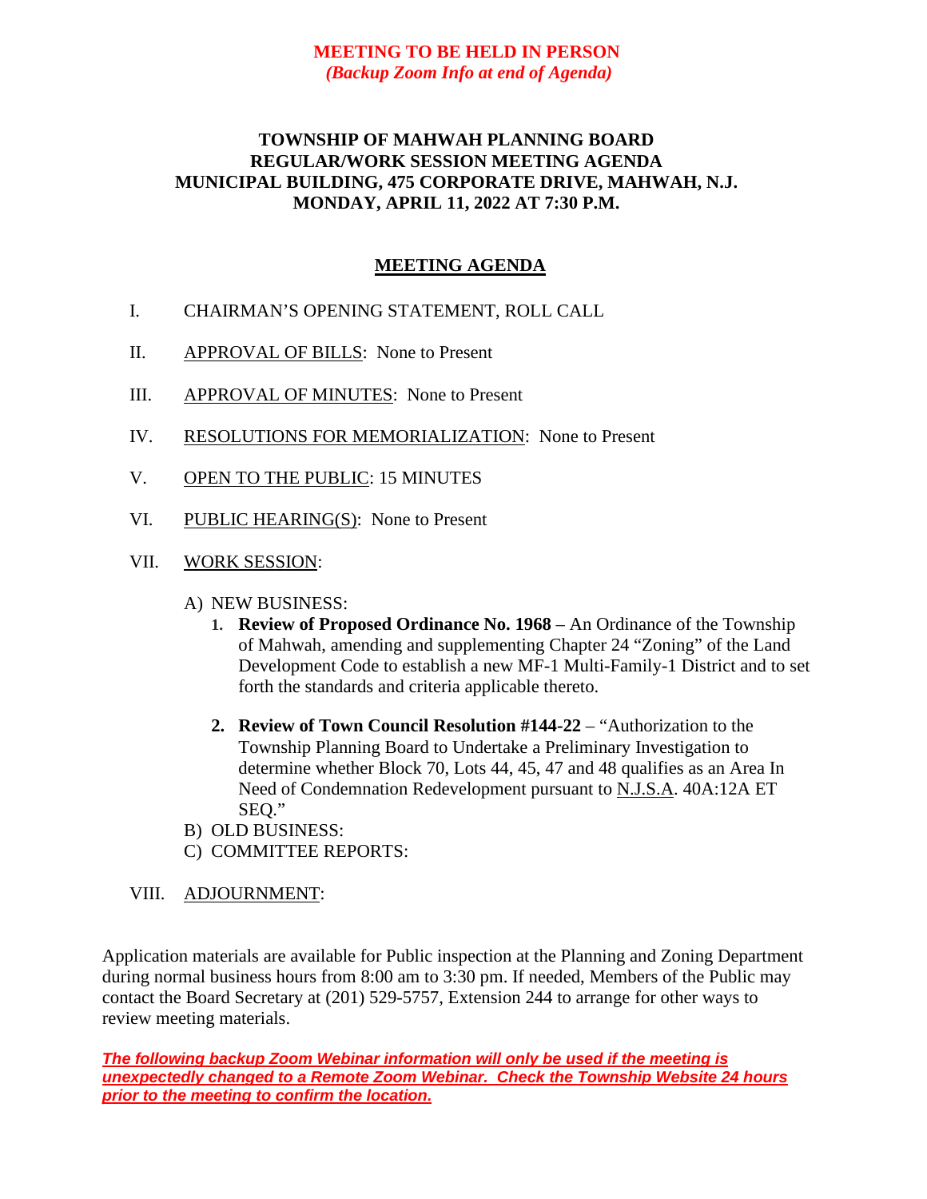**MEETING TO BE HELD IN PERSON**
***(Backup Zoom Info at end of Agenda)***

# TOWNSHIP OF MAHWAH PLANNING BOARD
# REGULAR/WORK SESSION MEETING AGENDA
# MUNICIPAL BUILDING, 475 CORPORATE DRIVE, MAHWAH, N.J.
# MONDAY, APRIL 11, 2022 AT 7:30 P.M.

## MEETING AGENDA

I. CHAIRMAN'S OPENING STATEMENT, ROLL CALL

II. APPROVAL OF BILLS: None to Present

III. APPROVAL OF MINUTES: None to Present

IV. RESOLUTIONS FOR MEMORIALIZATION: None to Present

V. OPEN TO THE PUBLIC: 15 MINUTES

VI. PUBLIC HEARING(S): None to Present

VII. WORK SESSION:

A) NEW BUSINESS:

1. **Review of Proposed Ordinance No. 1968** – An Ordinance of the Township of Mahwah, amending and supplementing Chapter 24 "Zoning" of the Land Development Code to establish a new MF-1 Multi-Family-1 District and to set forth the standards and criteria applicable thereto.

2. **Review of Town Council Resolution #144-22** – "Authorization to the Township Planning Board to Undertake a Preliminary Investigation to determine whether Block 70, Lots 44, 45, 47 and 48 qualifies as an Area In Need of Condemnation Redevelopment pursuant to N.J.S.A. 40A:12A ET SEQ."

B) OLD BUSINESS:

C) COMMITTEE REPORTS:

VIII. ADJOURNMENT:

Application materials are available for Public inspection at the Planning and Zoning Department during normal business hours from 8:00 am to 3:30 pm. If needed, Members of the Public may contact the Board Secretary at (201) 529-5757, Extension 244 to arrange for other ways to review meeting materials.

***The following backup Zoom Webinar information will only be used if the meeting is unexpectedly changed to a Remote Zoom Webinar. Check the Township Website 24 hours prior to the meeting to confirm the location.***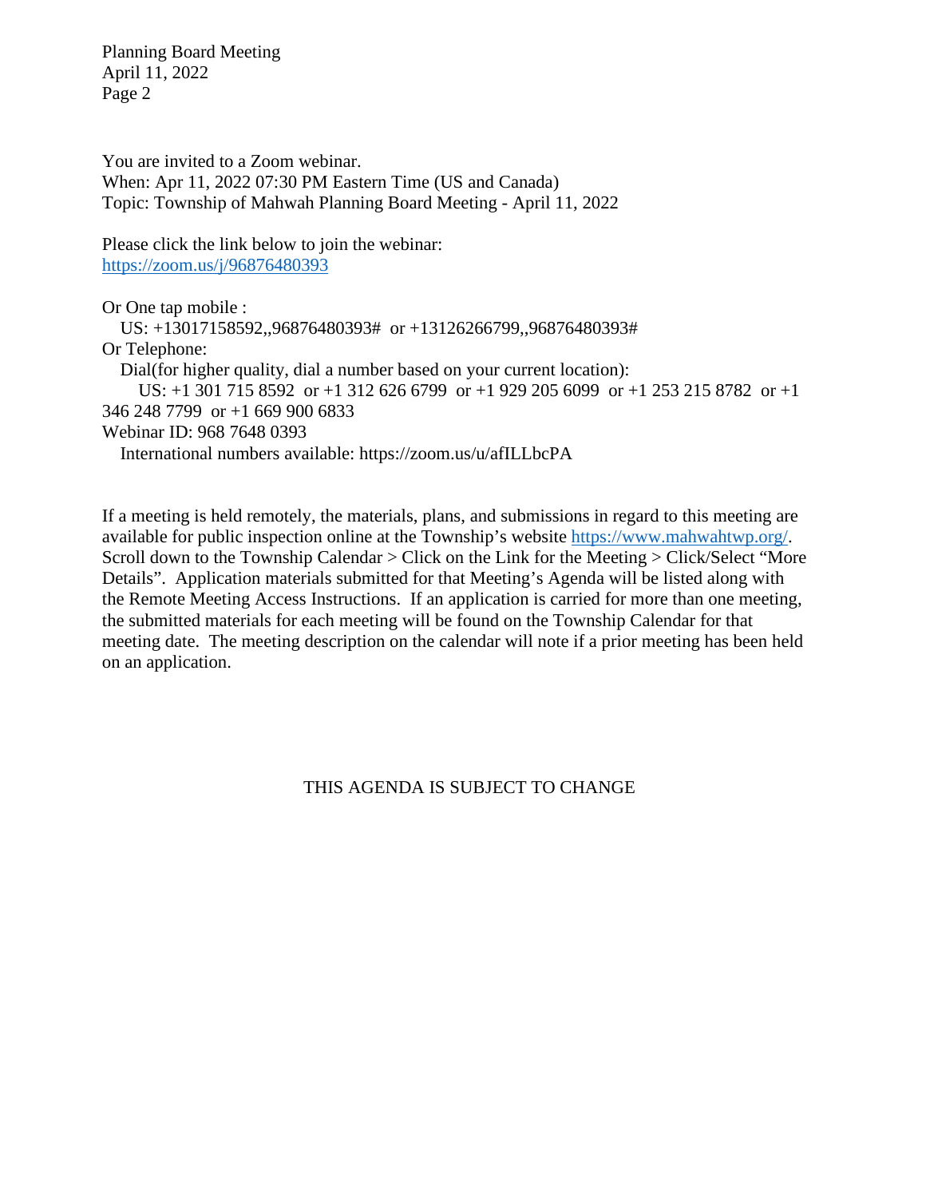You are invited to a Zoom webinar.
When: Apr 11, 2022 07:30 PM Eastern Time (US and Canada)
Topic: Township of Mahwah Planning Board Meeting - April 11, 2022

Please click the link below to join the webinar:
https://zoom.us/j/96876480393

Or One tap mobile :
US: +13017158592,,96876480393# or +13126266799,,96876480393#
Or Telephone:
Dial(for higher quality, dial a number based on your current location):
US: +1 301 715 8592 or +1 312 626 6799 or +1 929 205 6099 or +1 253 215 8782 or +1 346 248 7799 or +1 669 900 6833
Webinar ID: 968 7648 0393
International numbers available: https://zoom.us/u/afILLbcPA

If a meeting is held remotely, the materials, plans, and submissions in regard to this meeting are available for public inspection online at the Township's website https://www.mahwahtwp.org/. Scroll down to the Township Calendar > Click on the Link for the Meeting > Click/Select "More Details". Application materials submitted for that Meeting's Agenda will be listed along with the Remote Meeting Access Instructions. If an application is carried for more than one meeting, the submitted materials for each meeting will be found on the Township Calendar for that meeting date. The meeting description on the calendar will note if a prior meeting has been held on an application.

THIS AGENDA IS SUBJECT TO CHANGE